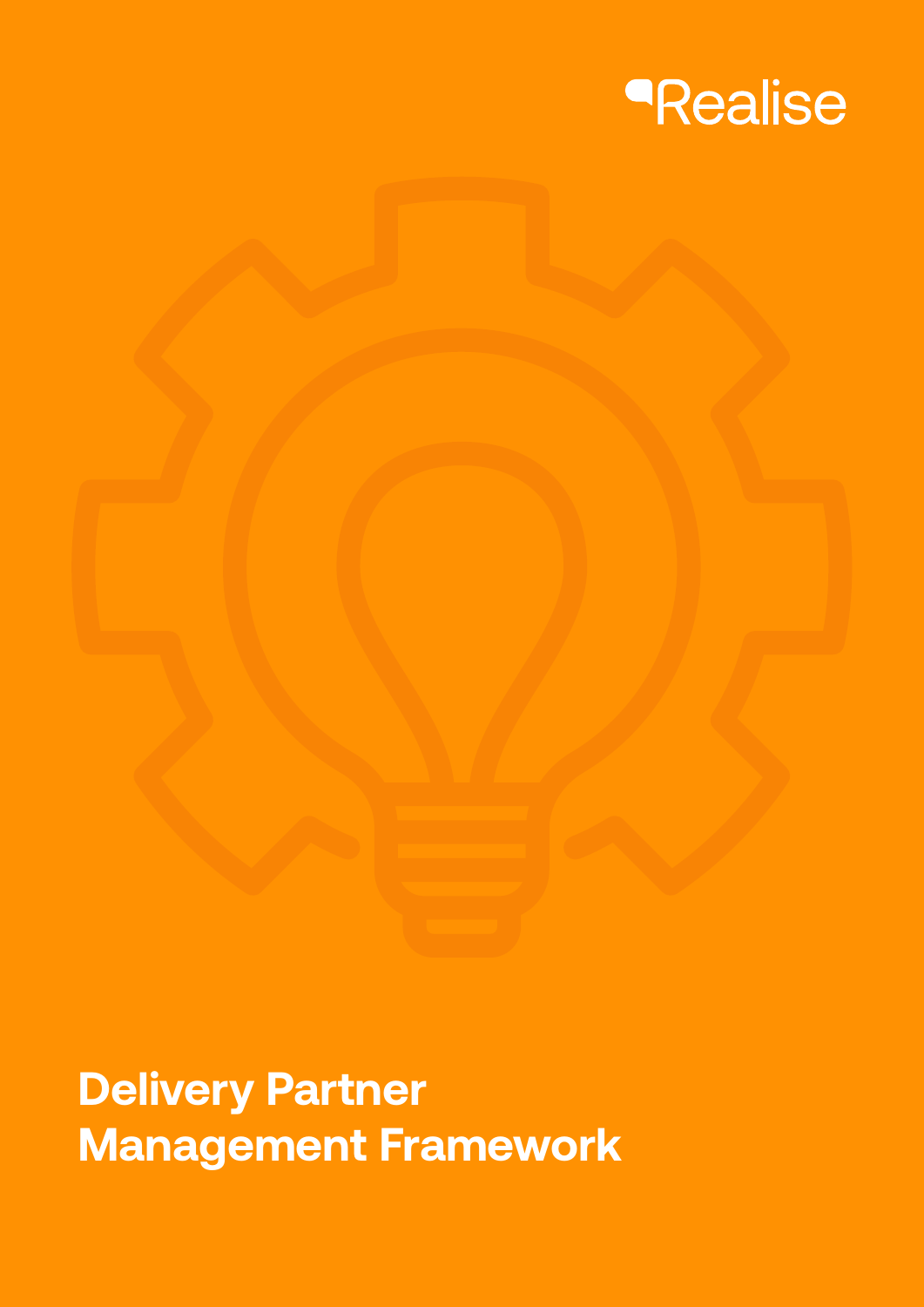Realise

# Delivery Partner Management Framework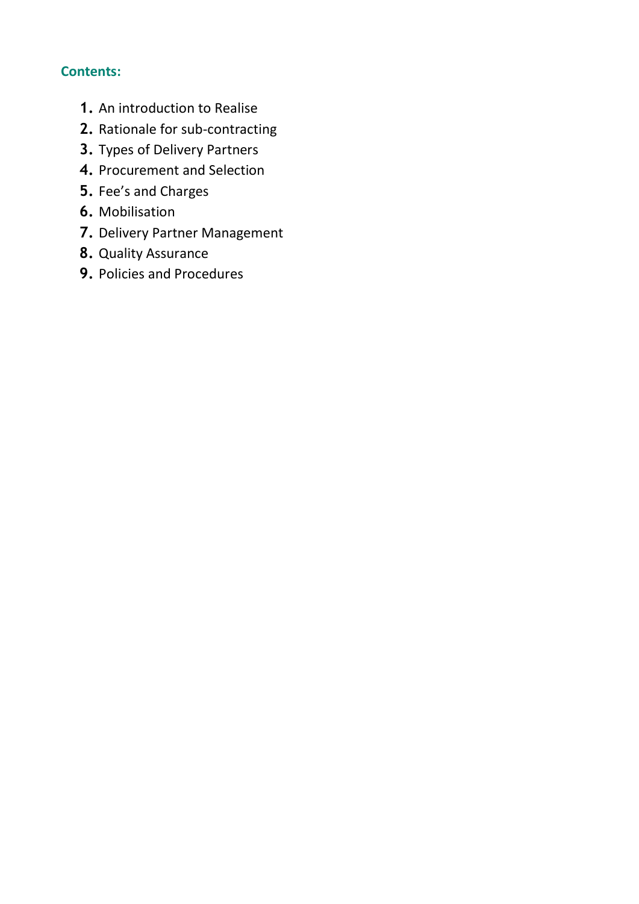**Contents:**

1. An introduction to Realise
2. Rationale for sub-contracting
3. Types of Delivery Partners
4. Procurement and Selection
5. Fee's and Charges
6. Mobilisation
7. Delivery Partner Management
8. Quality Assurance
9. Policies and Procedures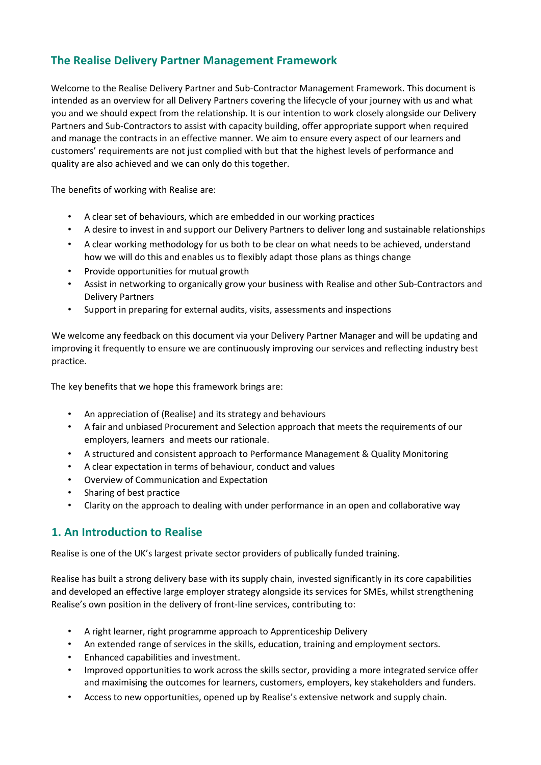## The Realise Delivery Partner Management Framework

Welcome to the Realise Delivery Partner and Sub-Contractor Management Framework. This document is intended as an overview for all Delivery Partners covering the lifecycle of your journey with us and what you and we should expect from the relationship. It is our intention to work closely alongside our Delivery Partners and Sub-Contractors to assist with capacity building, offer appropriate support when required and manage the contracts in an effective manner. We aim to ensure every aspect of our learners and customers' requirements are not just complied with but that the highest levels of performance and quality are also achieved and we can only do this together.

The benefits of working with Realise are:

- A clear set of behaviours, which are embedded in our working practices
- A desire to invest in and support our Delivery Partners to deliver long and sustainable relationships
- A clear working methodology for us both to be clear on what needs to be achieved, understand how we will do this and enables us to flexibly adapt those plans as things change
- Provide opportunities for mutual growth
- Assist in networking to organically grow your business with Realise and other Sub-Contractors and Delivery Partners
- Support in preparing for external audits, visits, assessments and inspections

We welcome any feedback on this document via your Delivery Partner Manager and will be updating and improving it frequently to ensure we are continuously improving our services and reflecting industry best practice.

The key benefits that we hope this framework brings are:

- An appreciation of (Realise) and its strategy and behaviours
- A fair and unbiased Procurement and Selection approach that meets the requirements of our employers, learners and meets our rationale.
- A structured and consistent approach to Performance Management & Quality Monitoring
- A clear expectation in terms of behaviour, conduct and values
- Overview of Communication and Expectation
- Sharing of best practice
- Clarity on the approach to dealing with under performance in an open and collaborative way

## 1. An Introduction to Realise

Realise is one of the UK's largest private sector providers of publically funded training.

Realise has built a strong delivery base with its supply chain, invested significantly in its core capabilities and developed an effective large employer strategy alongside its services for SMEs, whilst strengthening Realise's own position in the delivery of front-line services, contributing to:

- A right learner, right programme approach to Apprenticeship Delivery
- An extended range of services in the skills, education, training and employment sectors.
- Enhanced capabilities and investment.
- Improved opportunities to work across the skills sector, providing a more integrated service offer and maximising the outcomes for learners, customers, employers, key stakeholders and funders.
- Access to new opportunities, opened up by Realise's extensive network and supply chain.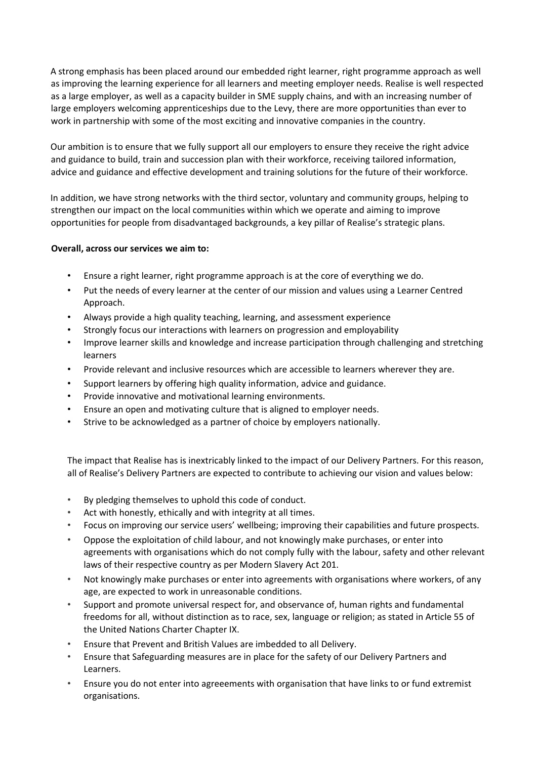A strong emphasis has been placed around our embedded right learner, right programme approach as well as improving the learning experience for all learners and meeting employer needs. Realise is well respected as a large employer, as well as a capacity builder in SME supply chains, and with an increasing number of large employers welcoming apprenticeships due to the Levy, there are more opportunities than ever to work in partnership with some of the most exciting and innovative companies in the country.

Our ambition is to ensure that we fully support all our employers to ensure they receive the right advice and guidance to build, train and succession plan with their workforce, receiving tailored information, advice and guidance and effective development and training solutions for the future of their workforce.

In addition, we have strong networks with the third sector, voluntary and community groups, helping to strengthen our impact on the local communities within which we operate and aiming to improve opportunities for people from disadvantaged backgrounds, a key pillar of Realise's strategic plans.

**Overall, across our services we aim to:**

- Ensure a right learner, right programme approach is at the core of everything we do.
- Put the needs of every learner at the center of our mission and values using a Learner Centred Approach.
- Always provide a high quality teaching, learning, and assessment experience
- Strongly focus our interactions with learners on progression and employability
- Improve learner skills and knowledge and increase participation through challenging and stretching learners
- Provide relevant and inclusive resources which are accessible to learners wherever they are.
- Support learners by offering high quality information, advice and guidance.
- Provide innovative and motivational learning environments.
- Ensure an open and motivating culture that is aligned to employer needs.
- Strive to be acknowledged as a partner of choice by employers nationally.

The impact that Realise has is inextricably linked to the impact of our Delivery Partners. For this reason, all of Realise's Delivery Partners are expected to contribute to achieving our vision and values below:

- By pledging themselves to uphold this code of conduct.
- Act with honestly, ethically and with integrity at all times.
- Focus on improving our service users' wellbeing; improving their capabilities and future prospects.
- Oppose the exploitation of child labour, and not knowingly make purchases, or enter into agreements with organisations which do not comply fully with the labour, safety and other relevant laws of their respective country as per Modern Slavery Act 201.
- Not knowingly make purchases or enter into agreements with organisations where workers, of any age, are expected to work in unreasonable conditions.
- Support and promote universal respect for, and observance of, human rights and fundamental freedoms for all, without distinction as to race, sex, language or religion; as stated in Article 55 of the United Nations Charter Chapter IX.
- Ensure that Prevent and British Values are imbedded to all Delivery.
- Ensure that Safeguarding measures are in place for the safety of our Delivery Partners and Learners.
- Ensure you do not enter into agreeements with organisation that have links to or fund extremist organisations.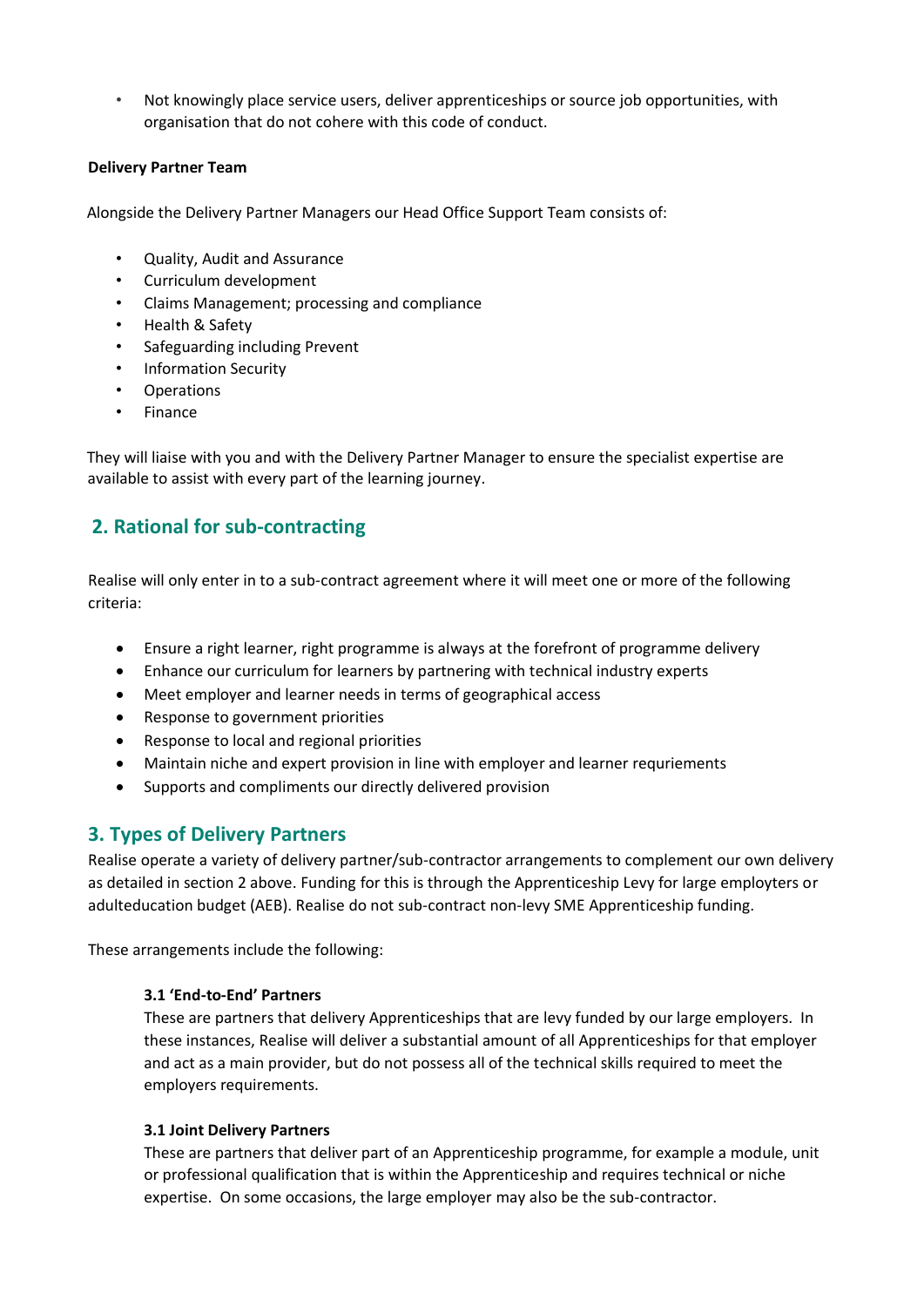- Not knowingly place service users, deliver apprenticeships or source job opportunities, with organisation that do not cohere with this code of conduct.

**Delivery Partner Team**

Alongside the Delivery Partner Managers our Head Office Support Team consists of:

- Quality, Audit and Assurance
- Curriculum development
- Claims Management; processing and compliance
- Health & Safety
- Safeguarding including Prevent
- Information Security
- Operations
- Finance

They will liaise with you and with the Delivery Partner Manager to ensure the specialist expertise are available to assist with every part of the learning journey.

## 2. Rational for sub-contracting

Realise will only enter in to a sub-contract agreement where it will meet one or more of the following criteria:

- Ensure a right learner, right programme is always at the forefront of programme delivery
- Enhance our curriculum for learners by partnering with technical industry experts
- Meet employer and learner needs in terms of geographical access
- Response to government priorities
- Response to local and regional priorities
- Maintain niche and expert provision in line with employer and learner requriements
- Supports and compliments our directly delivered provision

## 3. Types of Delivery Partners

Realise operate a variety of delivery partner/sub-contractor arrangements to complement our own delivery as detailed in section 2 above. Funding for this is through the Apprenticeship Levy for large employters or adulteducation budget (AEB). Realise do not sub-contract non-levy SME Apprenticeship funding.

These arrangements include the following:

### 3.1 'End-to-End' Partners

These are partners that delivery Apprenticeships that are levy funded by our large employers. In these instances, Realise will deliver a substantial amount of all Apprenticeships for that employer and act as a main provider, but do not possess all of the technical skills required to meet the employers requirements.

### 3.1 Joint Delivery Partners

These are partners that deliver part of an Apprenticeship programme, for example a module, unit or professional qualification that is within the Apprenticeship and requires technical or niche expertise. On some occasions, the large employer may also be the sub-contractor.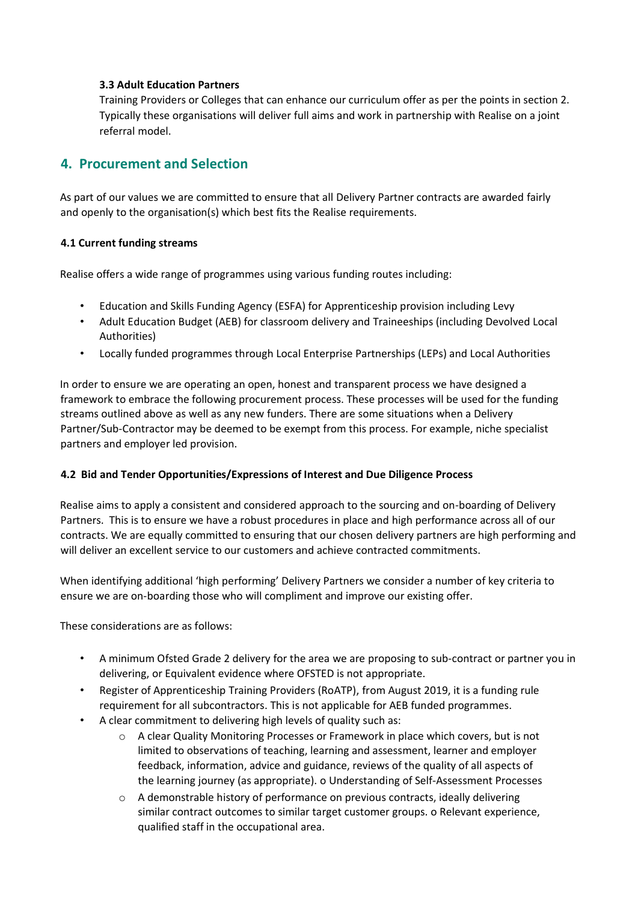### 3.3 Adult Education Partners

Training Providers or Colleges that can enhance our curriculum offer as per the points in section 2. Typically these organisations will deliver full aims and work in partnership with Realise on a joint referral model.

## 4. Procurement and Selection

As part of our values we are committed to ensure that all Delivery Partner contracts are awarded fairly and openly to the organisation(s) which best fits the Realise requirements.

### 4.1 Current funding streams

Realise offers a wide range of programmes using various funding routes including:

- Education and Skills Funding Agency (ESFA) for Apprenticeship provision including Levy
- Adult Education Budget (AEB) for classroom delivery and Traineeships (including Devolved Local Authorities)
- Locally funded programmes through Local Enterprise Partnerships (LEPs) and Local Authorities

In order to ensure we are operating an open, honest and transparent process we have designed a framework to embrace the following procurement process. These processes will be used for the funding streams outlined above as well as any new funders. There are some situations when a Delivery Partner/Sub-Contractor may be deemed to be exempt from this process. For example, niche specialist partners and employer led provision.

### 4.2 Bid and Tender Opportunities/Expressions of Interest and Due Diligence Process

Realise aims to apply a consistent and considered approach to the sourcing and on-boarding of Delivery Partners. This is to ensure we have a robust procedures in place and high performance across all of our contracts. We are equally committed to ensuring that our chosen delivery partners are high performing and will deliver an excellent service to our customers and achieve contracted commitments.

When identifying additional 'high performing' Delivery Partners we consider a number of key criteria to ensure we are on-boarding those who will compliment and improve our existing offer.

These considerations are as follows:

- A minimum Ofsted Grade 2 delivery for the area we are proposing to sub-contract or partner you in delivering, or Equivalent evidence where OFSTED is not appropriate.
- Register of Apprenticeship Training Providers (RoATP), from August 2019, it is a funding rule requirement for all subcontractors. This is not applicable for AEB funded programmes.
- A clear commitment to delivering high levels of quality such as:
  - A clear Quality Monitoring Processes or Framework in place which covers, but is not limited to observations of teaching, learning and assessment, learner and employer feedback, information, advice and guidance, reviews of the quality of all aspects of the learning journey (as appropriate). o Understanding of Self-Assessment Processes
  - A demonstrable history of performance on previous contracts, ideally delivering similar contract outcomes to similar target customer groups. o Relevant experience, qualified staff in the occupational area.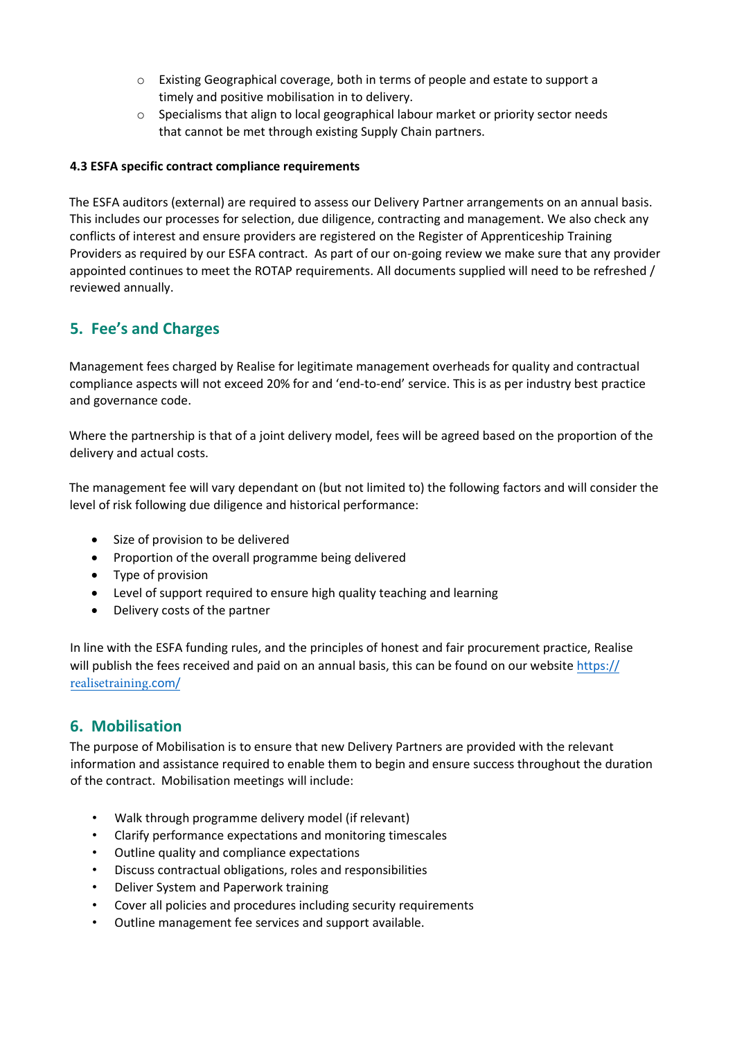- Existing Geographical coverage, both in terms of people and estate to support a timely and positive mobilisation in to delivery.
- Specialisms that align to local geographical labour market or priority sector needs that cannot be met through existing Supply Chain partners.

**4.3 ESFA specific contract compliance requirements**

The ESFA auditors (external) are required to assess our Delivery Partner arrangements on an annual basis. This includes our processes for selection, due diligence, contracting and management. We also check any conflicts of interest and ensure providers are registered on the Register of Apprenticeship Training Providers as required by our ESFA contract. As part of our on-going review we make sure that any provider appointed continues to meet the ROTAP requirements. All documents supplied will need to be refreshed / reviewed annually.

## 5. Fee's and Charges

Management fees charged by Realise for legitimate management overheads for quality and contractual compliance aspects will not exceed 20% for and 'end-to-end' service. This is as per industry best practice and governance code.

Where the partnership is that of a joint delivery model, fees will be agreed based on the proportion of the delivery and actual costs.

The management fee will vary dependant on (but not limited to) the following factors and will consider the level of risk following due diligence and historical performance:

- Size of provision to be delivered
- Proportion of the overall programme being delivered
- Type of provision
- Level of support required to ensure high quality teaching and learning
- Delivery costs of the partner

In line with the ESFA funding rules, and the principles of honest and fair procurement practice, Realise will publish the fees received and paid on an annual basis, this can be found on our website https://realisetraining.com/

## 6. Mobilisation

The purpose of Mobilisation is to ensure that new Delivery Partners are provided with the relevant information and assistance required to enable them to begin and ensure success throughout the duration of the contract. Mobilisation meetings will include:

- Walk through programme delivery model (if relevant)
- Clarify performance expectations and monitoring timescales
- Outline quality and compliance expectations
- Discuss contractual obligations, roles and responsibilities
- Deliver System and Paperwork training
- Cover all policies and procedures including security requirements
- Outline management fee services and support available.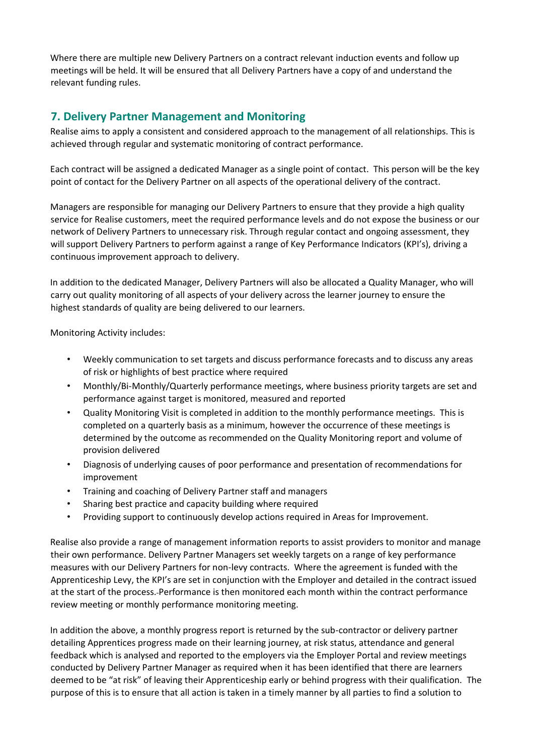Where there are multiple new Delivery Partners on a contract relevant induction events and follow up meetings will be held. It will be ensured that all Delivery Partners have a copy of and understand the relevant funding rules.

## 7. Delivery Partner Management and Monitoring

Realise aims to apply a consistent and considered approach to the management of all relationships. This is achieved through regular and systematic monitoring of contract performance.

Each contract will be assigned a dedicated Manager as a single point of contact. This person will be the key point of contact for the Delivery Partner on all aspects of the operational delivery of the contract.

Managers are responsible for managing our Delivery Partners to ensure that they provide a high quality service for Realise customers, meet the required performance levels and do not expose the business or our network of Delivery Partners to unnecessary risk. Through regular contact and ongoing assessment, they will support Delivery Partners to perform against a range of Key Performance Indicators (KPI's), driving a continuous improvement approach to delivery.

In addition to the dedicated Manager, Delivery Partners will also be allocated a Quality Manager, who will carry out quality monitoring of all aspects of your delivery across the learner journey to ensure the highest standards of quality are being delivered to our learners.

Monitoring Activity includes:

- Weekly communication to set targets and discuss performance forecasts and to discuss any areas of risk or highlights of best practice where required
- Monthly/Bi-Monthly/Quarterly performance meetings, where business priority targets are set and performance against target is monitored, measured and reported
- Quality Monitoring Visit is completed in addition to the monthly performance meetings. This is completed on a quarterly basis as a minimum, however the occurrence of these meetings is determined by the outcome as recommended on the Quality Monitoring report and volume of provision delivered
- Diagnosis of underlying causes of poor performance and presentation of recommendations for improvement
- Training and coaching of Delivery Partner staff and managers
- Sharing best practice and capacity building where required
- Providing support to continuously develop actions required in Areas for Improvement.

Realise also provide a range of management information reports to assist providers to monitor and manage their own performance. Delivery Partner Managers set weekly targets on a range of key performance measures with our Delivery Partners for non-levy contracts. Where the agreement is funded with the Apprenticeship Levy, the KPI's are set in conjunction with the Employer and detailed in the contract issued at the start of the process. Performance is then monitored each month within the contract performance review meeting or monthly performance monitoring meeting.

In addition the above, a monthly progress report is returned by the sub-contractor or delivery partner detailing Apprentices progress made on their learning journey, at risk status, attendance and general feedback which is analysed and reported to the employers via the Employer Portal and review meetings conducted by Delivery Partner Manager as required when it has been identified that there are learners deemed to be "at risk" of leaving their Apprenticeship early or behind progress with their qualification. The purpose of this is to ensure that all action is taken in a timely manner by all parties to find a solution to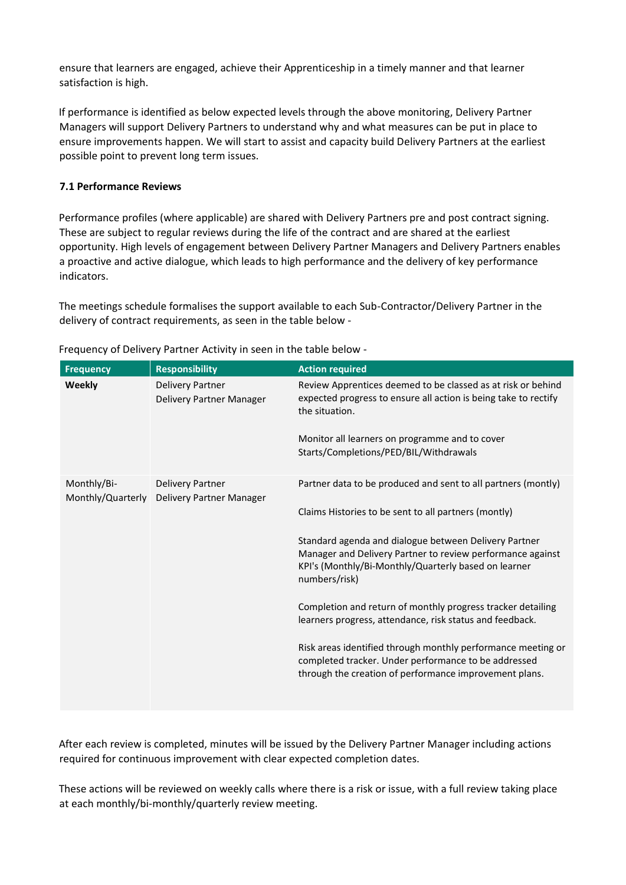ensure that learners are engaged, achieve their Apprenticeship in a timely manner and that learner satisfaction is high.

If performance is identified as below expected levels through the above monitoring, Delivery Partner Managers will support Delivery Partners to understand why and what measures can be put in place to ensure improvements happen. We will start to assist and capacity build Delivery Partners at the earliest possible point to prevent long term issues.

**7.1 Performance Reviews**

Performance profiles (where applicable) are shared with Delivery Partners pre and post contract signing. These are subject to regular reviews during the life of the contract and are shared at the earliest opportunity. High levels of engagement between Delivery Partner Managers and Delivery Partners enables a proactive and active dialogue, which leads to high performance and the delivery of key performance indicators.

The meetings schedule formalises the support available to each Sub-Contractor/Delivery Partner in the delivery of contract requirements, as seen in the table below -

Frequency of Delivery Partner Activity in seen in the table below -

| Frequency | Responsibility | Action required |
|---|---|---|
| **Weekly** | Delivery Partner<br>Delivery Partner Manager | Review Apprentices deemed to be classed as at risk or behind expected progress to ensure all action is being take to rectify the situation.<br><br>Monitor all learners on programme and to cover Starts/Completions/PED/BIL/Withdrawals |
| Monthly/Bi-Monthly/Quarterly | Delivery Partner<br>Delivery Partner Manager | Partner data to be produced and sent to all partners (montly)<br><br>Claims Histories to be sent to all partners (montly)<br><br>Standard agenda and dialogue between Delivery Partner Manager and Delivery Partner to review performance against KPI's (Monthly/Bi-Monthly/Quarterly based on learner numbers/risk)<br><br>Completion and return of monthly progress tracker detailing learners progress, attendance, risk status and feedback.<br><br>Risk areas identified through monthly performance meeting or completed tracker. Under performance to be addressed through the creation of performance improvement plans. |

After each review is completed, minutes will be issued by the Delivery Partner Manager including actions required for continuous improvement with clear expected completion dates.

These actions will be reviewed on weekly calls where there is a risk or issue, with a full review taking place at each monthly/bi-monthly/quarterly review meeting.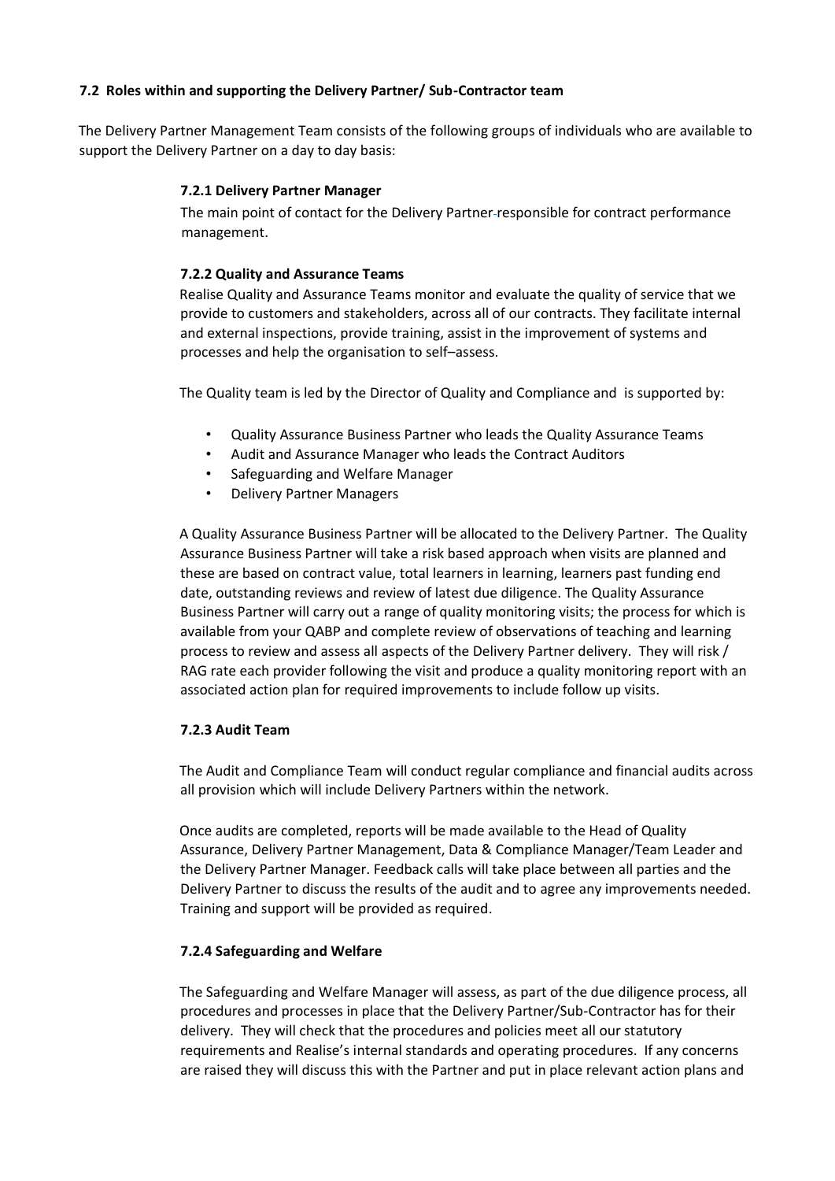### 7.2 Roles within and supporting the Delivery Partner/ Sub-Contractor team

The Delivery Partner Management Team consists of the following groups of individuals who are available to support the Delivery Partner on a day to day basis:

#### 7.2.1 Delivery Partner Manager

The main point of contact for the Delivery Partner responsible for contract performance management.

#### 7.2.2 Quality and Assurance Teams

Realise Quality and Assurance Teams monitor and evaluate the quality of service that we provide to customers and stakeholders, across all of our contracts. They facilitate internal and external inspections, provide training, assist in the improvement of systems and processes and help the organisation to self–assess.

The Quality team is led by the Director of Quality and Compliance and is supported by:

- Quality Assurance Business Partner who leads the Quality Assurance Teams
- Audit and Assurance Manager who leads the Contract Auditors
- Safeguarding and Welfare Manager
- Delivery Partner Managers

A Quality Assurance Business Partner will be allocated to the Delivery Partner. The Quality Assurance Business Partner will take a risk based approach when visits are planned and these are based on contract value, total learners in learning, learners past funding end date, outstanding reviews and review of latest due diligence. The Quality Assurance Business Partner will carry out a range of quality monitoring visits; the process for which is available from your QABP and complete review of observations of teaching and learning process to review and assess all aspects of the Delivery Partner delivery. They will risk / RAG rate each provider following the visit and produce a quality monitoring report with an associated action plan for required improvements to include follow up visits.

#### 7.2.3 Audit Team

The Audit and Compliance Team will conduct regular compliance and financial audits across all provision which will include Delivery Partners within the network.

Once audits are completed, reports will be made available to the Head of Quality Assurance, Delivery Partner Management, Data & Compliance Manager/Team Leader and the Delivery Partner Manager. Feedback calls will take place between all parties and the Delivery Partner to discuss the results of the audit and to agree any improvements needed. Training and support will be provided as required.

#### 7.2.4 Safeguarding and Welfare

The Safeguarding and Welfare Manager will assess, as part of the due diligence process, all procedures and processes in place that the Delivery Partner/Sub-Contractor has for their delivery. They will check that the procedures and policies meet all our statutory requirements and Realise's internal standards and operating procedures. If any concerns are raised they will discuss this with the Partner and put in place relevant action plans and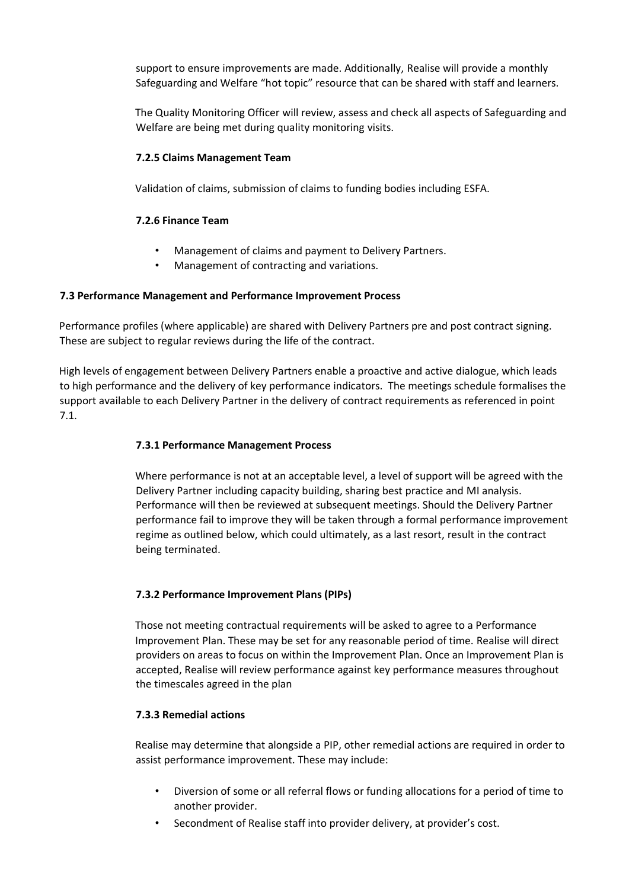support to ensure improvements are made. Additionally, Realise will provide a monthly Safeguarding and Welfare "hot topic" resource that can be shared with staff and learners.

The Quality Monitoring Officer will review, assess and check all aspects of Safeguarding and Welfare are being met during quality monitoring visits.

#### 7.2.5 Claims Management Team

Validation of claims, submission of claims to funding bodies including ESFA.

#### 7.2.6 Finance Team

- Management of claims and payment to Delivery Partners.
- Management of contracting and variations.

### 7.3 Performance Management and Performance Improvement Process

Performance profiles (where applicable) are shared with Delivery Partners pre and post contract signing. These are subject to regular reviews during the life of the contract.

High levels of engagement between Delivery Partners enable a proactive and active dialogue, which leads to high performance and the delivery of key performance indicators. The meetings schedule formalises the support available to each Delivery Partner in the delivery of contract requirements as referenced in point 7.1.

#### 7.3.1 Performance Management Process

Where performance is not at an acceptable level, a level of support will be agreed with the Delivery Partner including capacity building, sharing best practice and MI analysis. Performance will then be reviewed at subsequent meetings. Should the Delivery Partner performance fail to improve they will be taken through a formal performance improvement regime as outlined below, which could ultimately, as a last resort, result in the contract being terminated.

#### 7.3.2 Performance Improvement Plans (PIPs)

Those not meeting contractual requirements will be asked to agree to a Performance Improvement Plan. These may be set for any reasonable period of time. Realise will direct providers on areas to focus on within the Improvement Plan. Once an Improvement Plan is accepted, Realise will review performance against key performance measures throughout the timescales agreed in the plan

#### 7.3.3 Remedial actions

Realise may determine that alongside a PIP, other remedial actions are required in order to assist performance improvement. These may include:

- Diversion of some or all referral flows or funding allocations for a period of time to another provider.
- Secondment of Realise staff into provider delivery, at provider's cost.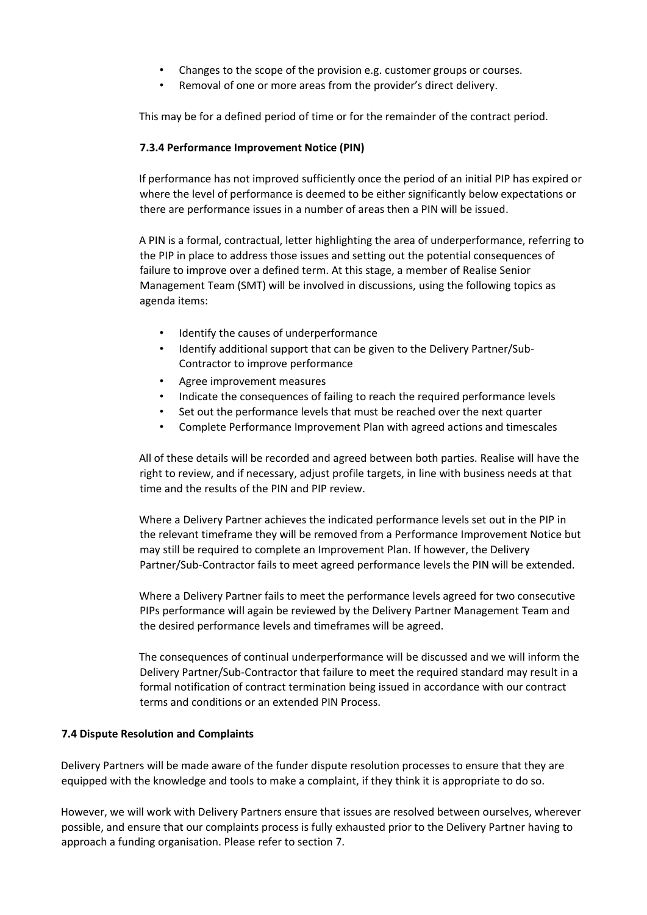- Changes to the scope of the provision e.g. customer groups or courses.
- Removal of one or more areas from the provider's direct delivery.

This may be for a defined period of time or for the remainder of the contract period.

#### 7.3.4 Performance Improvement Notice (PIN)

If performance has not improved sufficiently once the period of an initial PIP has expired or where the level of performance is deemed to be either significantly below expectations or there are performance issues in a number of areas then a PIN will be issued.

A PIN is a formal, contractual, letter highlighting the area of underperformance, referring to the PIP in place to address those issues and setting out the potential consequences of failure to improve over a defined term. At this stage, a member of Realise Senior Management Team (SMT) will be involved in discussions, using the following topics as agenda items:

- Identify the causes of underperformance
- Identify additional support that can be given to the Delivery Partner/Sub-Contractor to improve performance
- Agree improvement measures
- Indicate the consequences of failing to reach the required performance levels
- Set out the performance levels that must be reached over the next quarter
- Complete Performance Improvement Plan with agreed actions and timescales

All of these details will be recorded and agreed between both parties. Realise will have the right to review, and if necessary, adjust profile targets, in line with business needs at that time and the results of the PIN and PIP review.

Where a Delivery Partner achieves the indicated performance levels set out in the PIP in the relevant timeframe they will be removed from a Performance Improvement Notice but may still be required to complete an Improvement Plan. If however, the Delivery Partner/Sub-Contractor fails to meet agreed performance levels the PIN will be extended.

Where a Delivery Partner fails to meet the performance levels agreed for two consecutive PIPs performance will again be reviewed by the Delivery Partner Management Team and the desired performance levels and timeframes will be agreed.

The consequences of continual underperformance will be discussed and we will inform the Delivery Partner/Sub-Contractor that failure to meet the required standard may result in a formal notification of contract termination being issued in accordance with our contract terms and conditions or an extended PIN Process.

### 7.4 Dispute Resolution and Complaints

Delivery Partners will be made aware of the funder dispute resolution processes to ensure that they are equipped with the knowledge and tools to make a complaint, if they think it is appropriate to do so.

However, we will work with Delivery Partners ensure that issues are resolved between ourselves, wherever possible, and ensure that our complaints process is fully exhausted prior to the Delivery Partner having to approach a funding organisation. Please refer to section 7.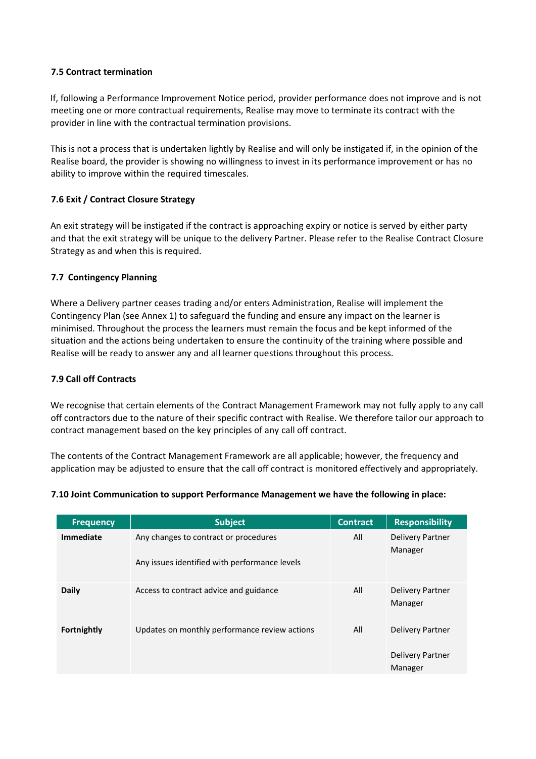**7.5 Contract termination**

If, following a Performance Improvement Notice period, provider performance does not improve and is not meeting one or more contractual requirements, Realise may move to terminate its contract with the provider in line with the contractual termination provisions.

This is not a process that is undertaken lightly by Realise and will only be instigated if, in the opinion of the Realise board, the provider is showing no willingness to invest in its performance improvement or has no ability to improve within the required timescales.

**7.6 Exit / Contract Closure Strategy**

An exit strategy will be instigated if the contract is approaching expiry or notice is served by either party and that the exit strategy will be unique to the delivery Partner. Please refer to the Realise Contract Closure Strategy as and when this is required.

**7.7 Contingency Planning**

Where a Delivery partner ceases trading and/or enters Administration, Realise will implement the Contingency Plan (see Annex 1) to safeguard the funding and ensure any impact on the learner is minimised. Throughout the process the learners must remain the focus and be kept informed of the situation and the actions being undertaken to ensure the continuity of the training where possible and Realise will be ready to answer any and all learner questions throughout this process.

**7.9 Call off Contracts**

We recognise that certain elements of the Contract Management Framework may not fully apply to any call off contractors due to the nature of their specific contract with Realise. We therefore tailor our approach to contract management based on the key principles of any call off contract.

The contents of the Contract Management Framework are all applicable; however, the frequency and application may be adjusted to ensure that the call off contract is monitored effectively and appropriately.

**7.10 Joint Communication to support Performance Management we have the following in place:**

| Frequency | Subject | Contract | Responsibility |
|---|---|---|---|
| **Immediate** | Any changes to contract or procedures<br><br>Any issues identified with performance levels | All | Delivery Partner Manager |
| **Daily** | Access to contract advice and guidance | All | Delivery Partner Manager |
| **Fortnightly** | Updates on monthly performance review actions | All | Delivery Partner<br><br>Delivery Partner Manager |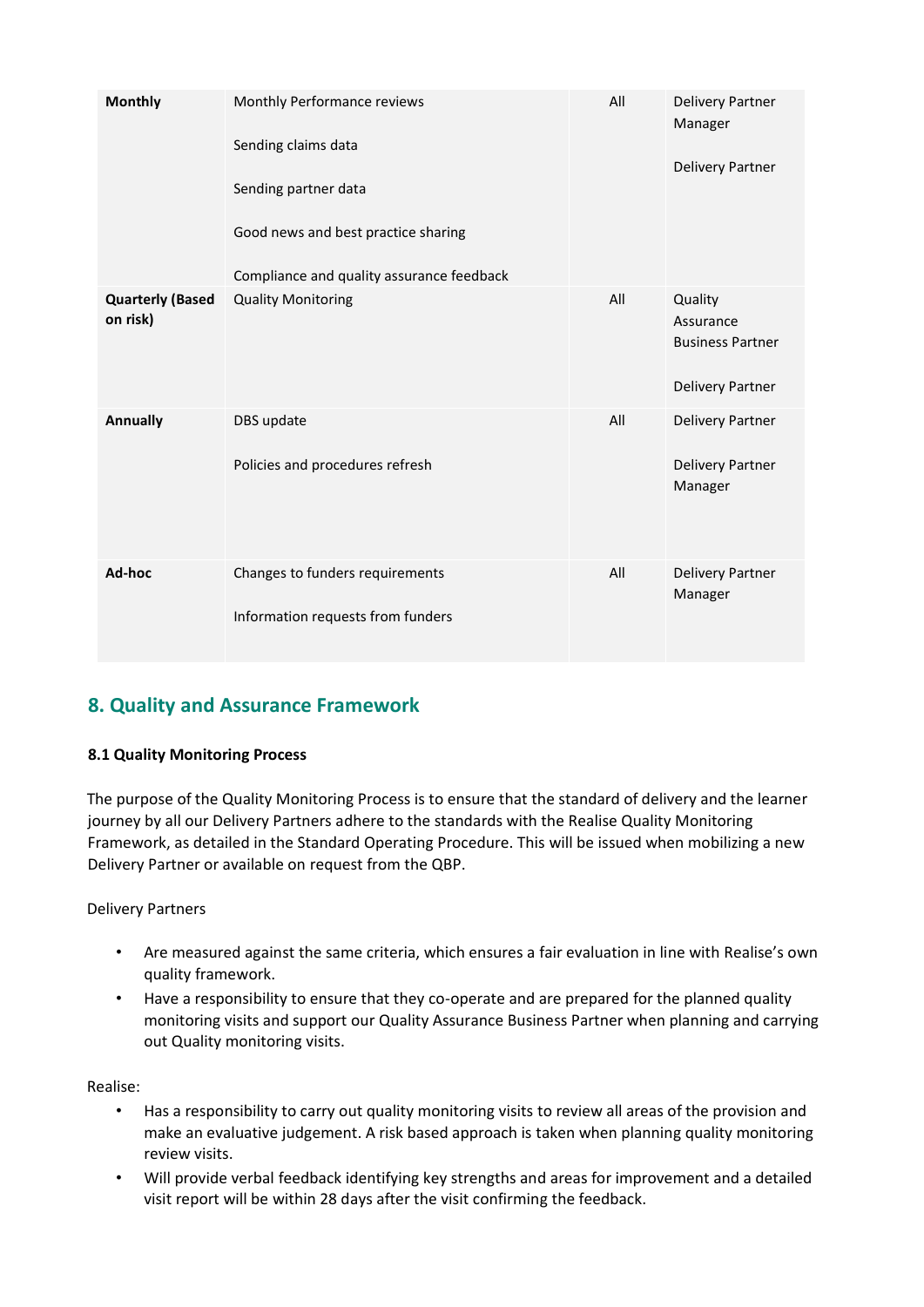| | | | |
|---|---|---|---|
| **Monthly** | Monthly Performance reviews<br><br>Sending claims data<br><br>Sending partner data<br><br>Good news and best practice sharing<br><br>Compliance and quality assurance feedback | All | Delivery Partner Manager<br><br>Delivery Partner |
| **Quarterly (Based on risk)** | Quality Monitoring | All | Quality Assurance Business Partner<br><br>Delivery Partner |
| **Annually** | DBS update<br><br>Policies and procedures refresh | All | Delivery Partner<br><br>Delivery Partner Manager |
| **Ad-hoc** | Changes to funders requirements<br><br>Information requests from funders | All | Delivery Partner Manager |

## 8. Quality and Assurance Framework

**8.1 Quality Monitoring Process**

The purpose of the Quality Monitoring Process is to ensure that the standard of delivery and the learner journey by all our Delivery Partners adhere to the standards with the Realise Quality Monitoring Framework, as detailed in the Standard Operating Procedure. This will be issued when mobilizing a new Delivery Partner or available on request from the QBP.

Delivery Partners

- Are measured against the same criteria, which ensures a fair evaluation in line with Realise's own quality framework.
- Have a responsibility to ensure that they co-operate and are prepared for the planned quality monitoring visits and support our Quality Assurance Business Partner when planning and carrying out Quality monitoring visits.

Realise:

- Has a responsibility to carry out quality monitoring visits to review all areas of the provision and make an evaluative judgement. A risk based approach is taken when planning quality monitoring review visits.
- Will provide verbal feedback identifying key strengths and areas for improvement and a detailed visit report will be within 28 days after the visit confirming the feedback.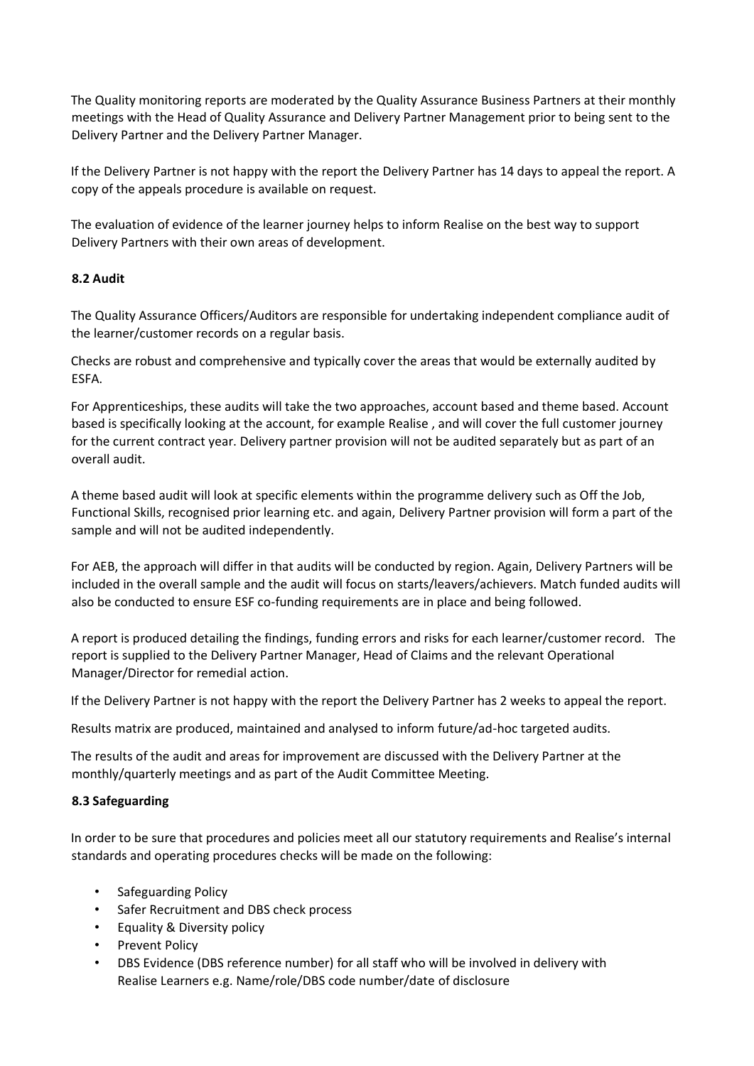The Quality monitoring reports are moderated by the Quality Assurance Business Partners at their monthly meetings with the Head of Quality Assurance and Delivery Partner Management prior to being sent to the Delivery Partner and the Delivery Partner Manager.

If the Delivery Partner is not happy with the report the Delivery Partner has 14 days to appeal the report. A copy of the appeals procedure is available on request.

The evaluation of evidence of the learner journey helps to inform Realise on the best way to support Delivery Partners with their own areas of development.

**8.2 Audit**

The Quality Assurance Officers/Auditors are responsible for undertaking independent compliance audit of the learner/customer records on a regular basis.

Checks are robust and comprehensive and typically cover the areas that would be externally audited by ESFA.

For Apprenticeships, these audits will take the two approaches, account based and theme based. Account based is specifically looking at the account, for example Realise , and will cover the full customer journey for the current contract year. Delivery partner provision will not be audited separately but as part of an overall audit.

A theme based audit will look at specific elements within the programme delivery such as Off the Job, Functional Skills, recognised prior learning etc. and again, Delivery Partner provision will form a part of the sample and will not be audited independently.

For AEB, the approach will differ in that audits will be conducted by region. Again, Delivery Partners will be included in the overall sample and the audit will focus on starts/leavers/achievers. Match funded audits will also be conducted to ensure ESF co-funding requirements are in place and being followed.

A report is produced detailing the findings, funding errors and risks for each learner/customer record. The report is supplied to the Delivery Partner Manager, Head of Claims and the relevant Operational Manager/Director for remedial action.

If the Delivery Partner is not happy with the report the Delivery Partner has 2 weeks to appeal the report.

Results matrix are produced, maintained and analysed to inform future/ad-hoc targeted audits.

The results of the audit and areas for improvement are discussed with the Delivery Partner at the monthly/quarterly meetings and as part of the Audit Committee Meeting.

**8.3 Safeguarding**

In order to be sure that procedures and policies meet all our statutory requirements and Realise's internal standards and operating procedures checks will be made on the following:

- Safeguarding Policy
- Safer Recruitment and DBS check process
- Equality & Diversity policy
- Prevent Policy
- DBS Evidence (DBS reference number) for all staff who will be involved in delivery with Realise Learners e.g. Name/role/DBS code number/date of disclosure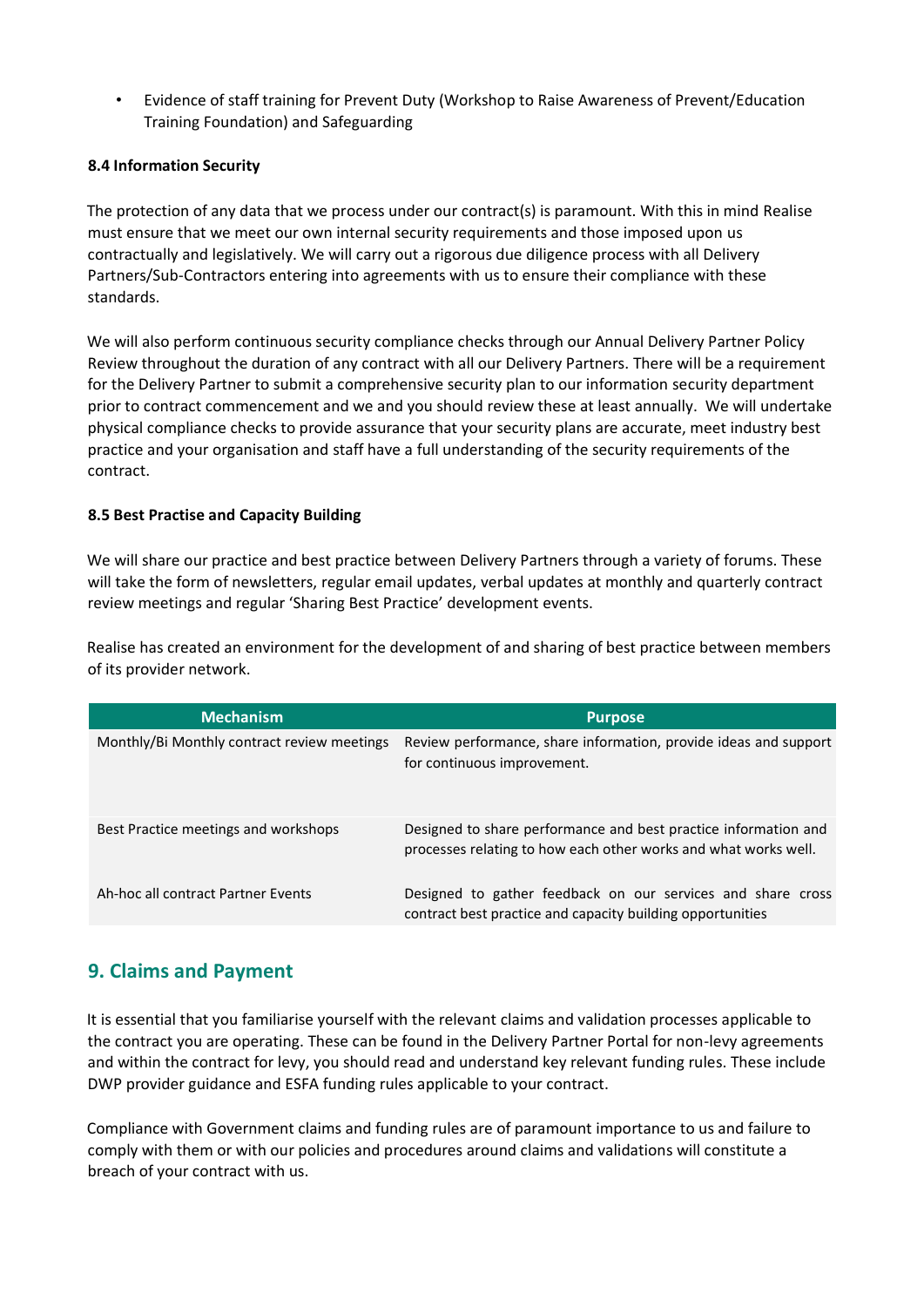- Evidence of staff training for Prevent Duty (Workshop to Raise Awareness of Prevent/Education Training Foundation) and Safeguarding

**8.4 Information Security**

The protection of any data that we process under our contract(s) is paramount. With this in mind Realise must ensure that we meet our own internal security requirements and those imposed upon us contractually and legislatively. We will carry out a rigorous due diligence process with all Delivery Partners/Sub-Contractors entering into agreements with us to ensure their compliance with these standards.

We will also perform continuous security compliance checks through our Annual Delivery Partner Policy Review throughout the duration of any contract with all our Delivery Partners. There will be a requirement for the Delivery Partner to submit a comprehensive security plan to our information security department prior to contract commencement and we and you should review these at least annually. We will undertake physical compliance checks to provide assurance that your security plans are accurate, meet industry best practice and your organisation and staff have a full understanding of the security requirements of the contract.

**8.5 Best Practise and Capacity Building**

We will share our practice and best practice between Delivery Partners through a variety of forums. These will take the form of newsletters, regular email updates, verbal updates at monthly and quarterly contract review meetings and regular 'Sharing Best Practice' development events.

Realise has created an environment for the development of and sharing of best practice between members of its provider network.

| Mechanism | Purpose |
| --- | --- |
| Monthly/Bi Monthly contract review meetings | Review performance, share information, provide ideas and support for continuous improvement. |
| Best Practice meetings and workshops | Designed to share performance and best practice information and processes relating to how each other works and what works well. |
| Ah-hoc all contract Partner Events | Designed to gather feedback on our services and share cross contract best practice and capacity building opportunities |

## 9. Claims and Payment

It is essential that you familiarise yourself with the relevant claims and validation processes applicable to the contract you are operating. These can be found in the Delivery Partner Portal for non-levy agreements and within the contract for levy, you should read and understand key relevant funding rules. These include DWP provider guidance and ESFA funding rules applicable to your contract.

Compliance with Government claims and funding rules are of paramount importance to us and failure to comply with them or with our policies and procedures around claims and validations will constitute a breach of your contract with us.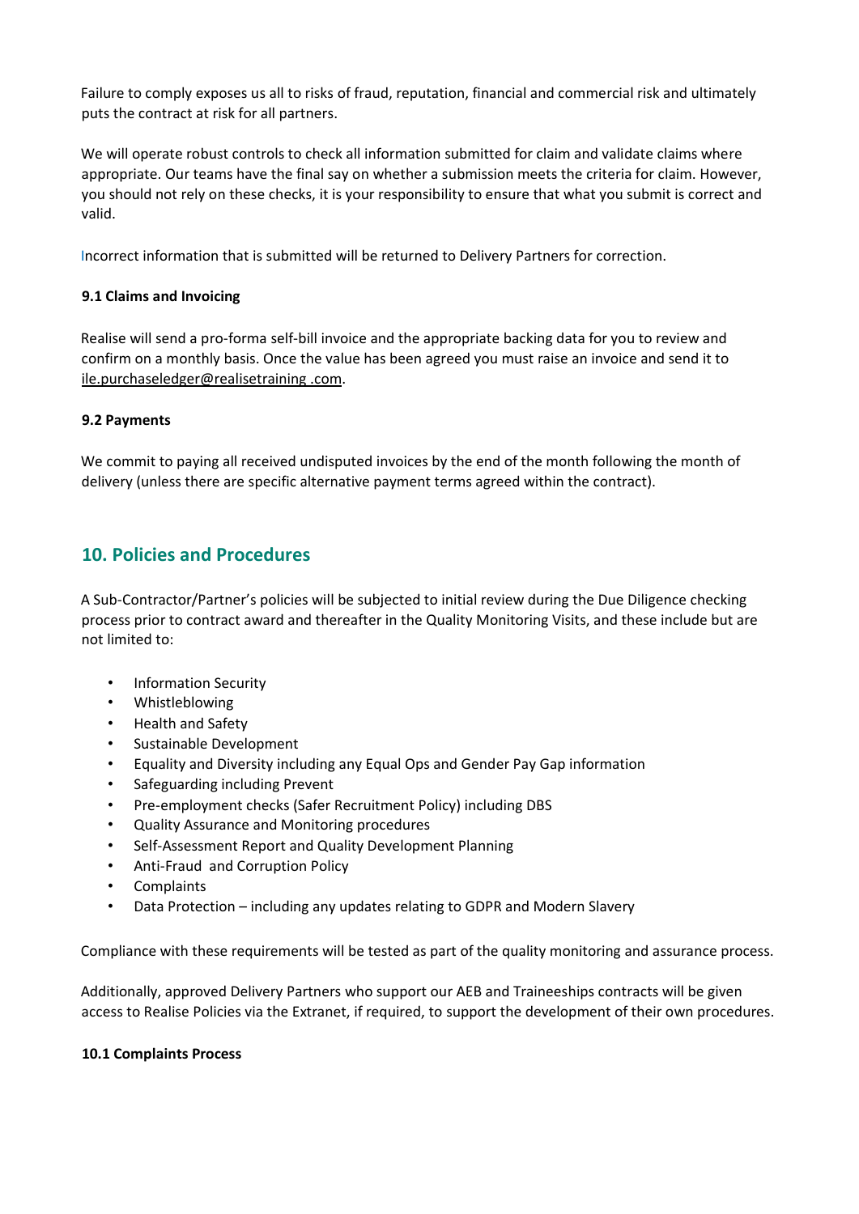Failure to comply exposes us all to risks of fraud, reputation, financial and commercial risk and ultimately puts the contract at risk for all partners.

We will operate robust controls to check all information submitted for claim and validate claims where appropriate. Our teams have the final say on whether a submission meets the criteria for claim. However, you should not rely on these checks, it is your responsibility to ensure that what you submit is correct and valid.

Incorrect information that is submitted will be returned to Delivery Partners for correction.

**9.1 Claims and Invoicing**

Realise will send a pro-forma self-bill invoice and the appropriate backing data for you to review and confirm on a monthly basis. Once the value has been agreed you must raise an invoice and send it to ile.purchaseledger@realisetraining .com.

**9.2 Payments**

We commit to paying all received undisputed invoices by the end of the month following the month of delivery (unless there are specific alternative payment terms agreed within the contract).

## 10. Policies and Procedures

A Sub-Contractor/Partner's policies will be subjected to initial review during the Due Diligence checking process prior to contract award and thereafter in the Quality Monitoring Visits, and these include but are not limited to:

- Information Security
- Whistleblowing
- Health and Safety
- Sustainable Development
- Equality and Diversity including any Equal Ops and Gender Pay Gap information
- Safeguarding including Prevent
- Pre-employment checks (Safer Recruitment Policy) including DBS
- Quality Assurance and Monitoring procedures
- Self-Assessment Report and Quality Development Planning
- Anti-Fraud and Corruption Policy
- Complaints
- Data Protection – including any updates relating to GDPR and Modern Slavery

Compliance with these requirements will be tested as part of the quality monitoring and assurance process.

Additionally, approved Delivery Partners who support our AEB and Traineeships contracts will be given access to Realise Policies via the Extranet, if required, to support the development of their own procedures.

**10.1 Complaints Process**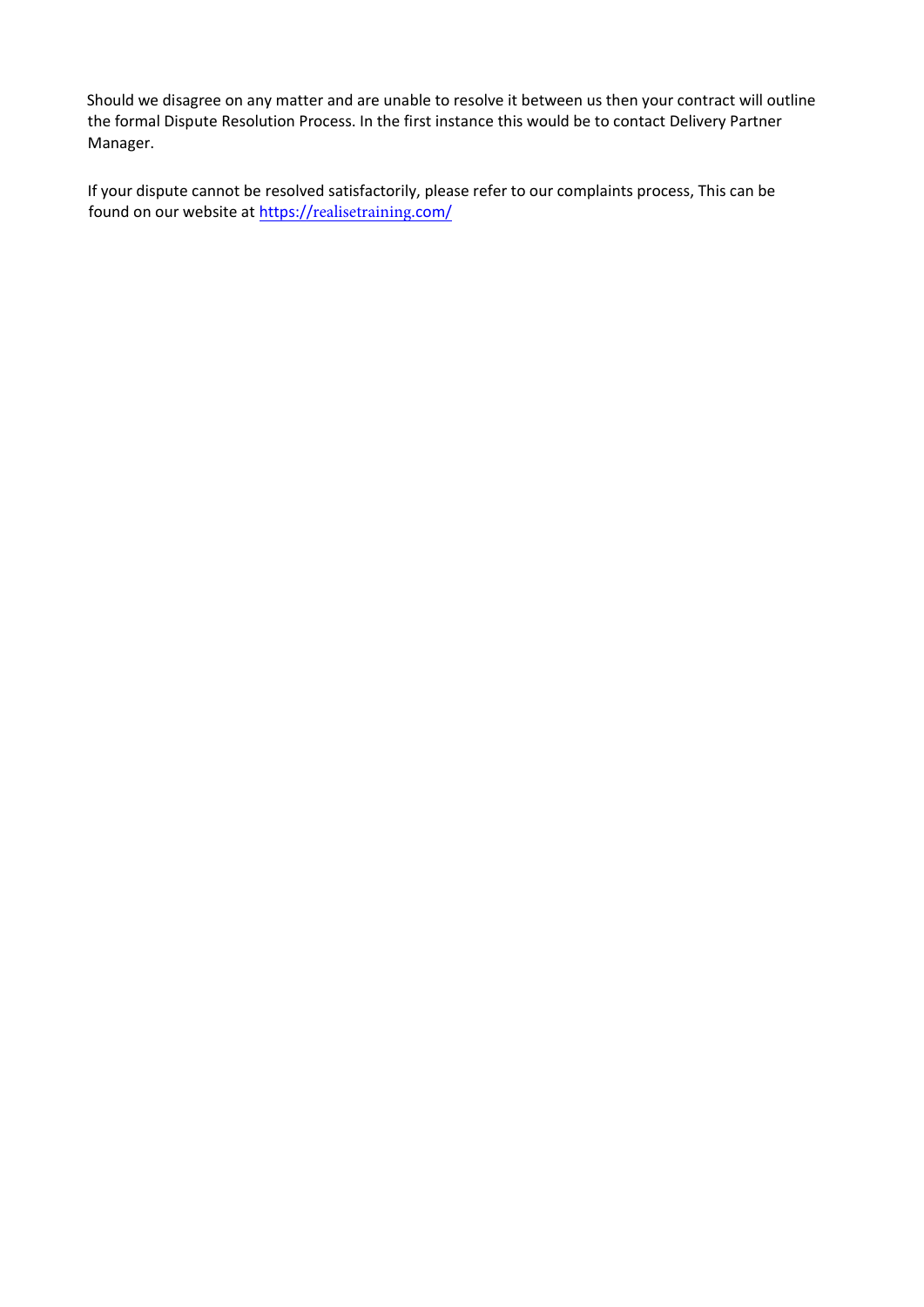Should we disagree on any matter and are unable to resolve it between us then your contract will outline the formal Dispute Resolution Process. In the first instance this would be to contact Delivery Partner Manager.

If your dispute cannot be resolved satisfactorily, please refer to our complaints process, This can be found on our website at https://realisetraining.com/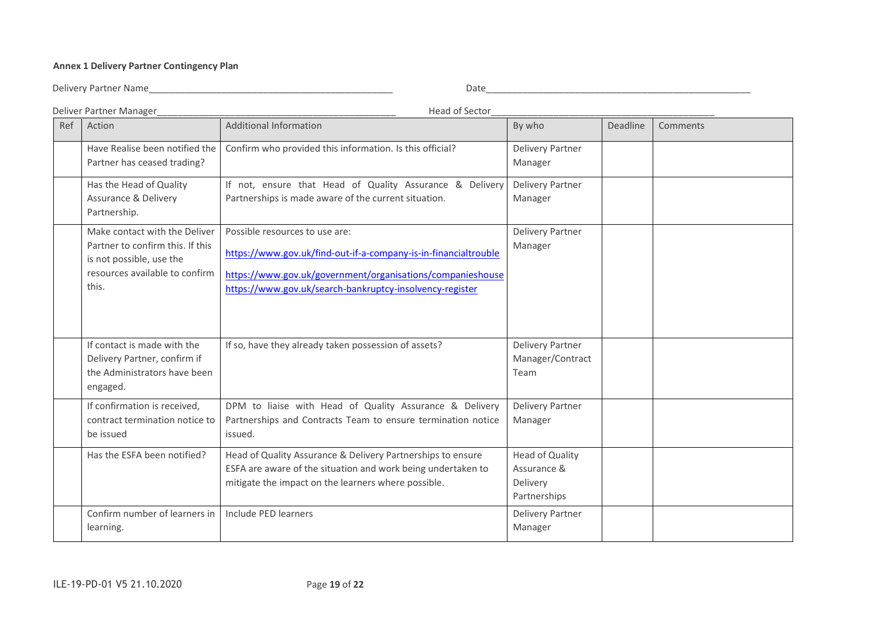**Annex 1 Delivery Partner Contingency Plan**

Delivery Partner Name_______________________________________________ Date_____________________________________________________

Deliver Partner Manager_______________________________________________ Head of Sector_________________________________________

| Ref | Action | Additional Information | By who | Deadline | Comments |
|---|---|---|---|---|---|
| | Have Realise been notified the Partner has ceased trading? | Confirm who provided this information. Is this official? | Delivery Partner Manager | | |
| | Has the Head of Quality Assurance & Delivery Partnership. | If not, ensure that Head of Quality Assurance & Delivery Partnerships is made aware of the current situation. | Delivery Partner Manager | | |
| | Make contact with the Deliver Partner to confirm this. If this is not possible, use the resources available to confirm this. | Possible resources to use are: https://www.gov.uk/find-out-if-a-company-is-in-financialtrouble https://www.gov.uk/government/organisations/companieshouse https://www.gov.uk/search-bankruptcy-insolvency-register | Delivery Partner Manager | | |
| | If contact is made with the Delivery Partner, confirm if the Administrators have been engaged. | If so, have they already taken possession of assets? | Delivery Partner Manager/Contract Team | | |
| | If confirmation is received, contract termination notice to be issued | DPM to liaise with Head of Quality Assurance & Delivery Partnerships and Contracts Team to ensure termination notice issued. | Delivery Partner Manager | | |
| | Has the ESFA been notified? | Head of Quality Assurance & Delivery Partnerships to ensure ESFA are aware of the situation and work being undertaken to mitigate the impact on the learners where possible. | Head of Quality Assurance & Delivery Partnerships | | |
| | Confirm number of learners in learning. | Include PED learners | Delivery Partner Manager | | |

ILE-19-PD-01 V5 21.10.2020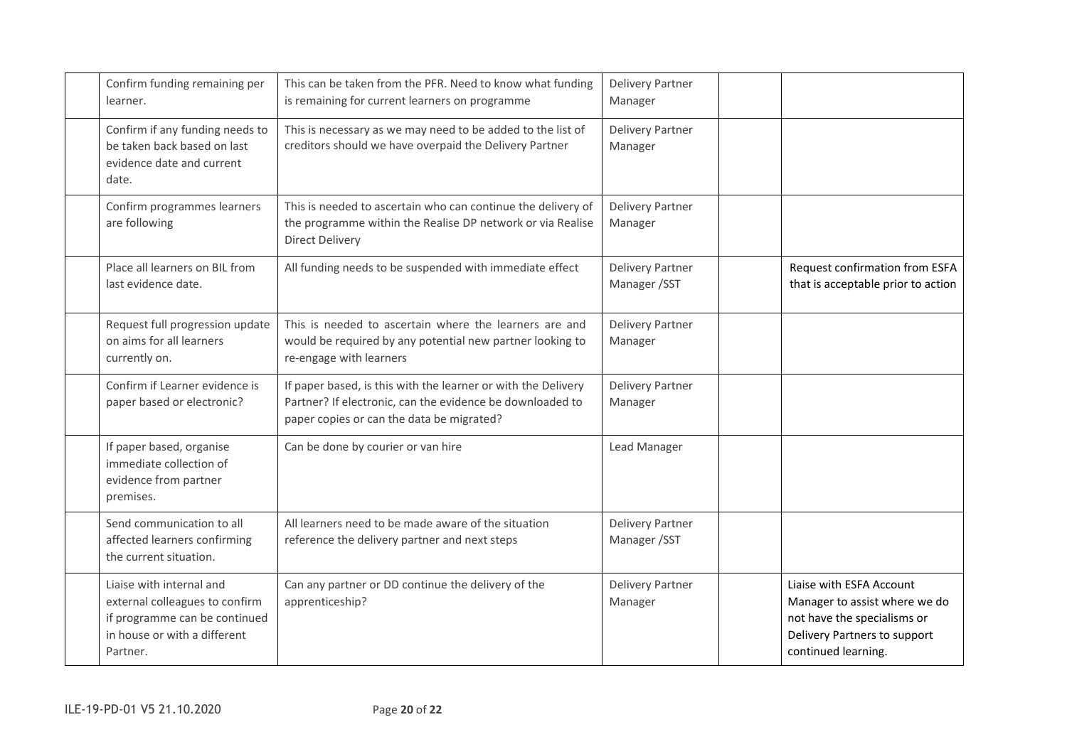| | | | | | |
|---|---|---|---|---|---|
| | Confirm funding remaining per learner. | This can be taken from the PFR. Need to know what funding is remaining for current learners on programme | Delivery Partner Manager | | |
| | Confirm if any funding needs to be taken back based on last evidence date and current date. | This is necessary as we may need to be added to the list of creditors should we have overpaid the Delivery Partner | Delivery Partner Manager | | |
| | Confirm programmes learners are following | This is needed to ascertain who can continue the delivery of the programme within the Realise DP network or via Realise Direct Delivery | Delivery Partner Manager | | |
| | Place all learners on BIL from last evidence date. | All funding needs to be suspended with immediate effect | Delivery Partner Manager /SST | | Request confirmation from ESFA that is acceptable prior to action |
| | Request full progression update on aims for all learners currently on. | This is needed to ascertain where the learners are and would be required by any potential new partner looking to re-engage with learners | Delivery Partner Manager | | |
| | Confirm if Learner evidence is paper based or electronic? | If paper based, is this with the learner or with the Delivery Partner? If electronic, can the evidence be downloaded to paper copies or can the data be migrated? | Delivery Partner Manager | | |
| | If paper based, organise immediate collection of evidence from partner premises. | Can be done by courier or van hire | Lead Manager | | |
| | Send communication to all affected learners confirming the current situation. | All learners need to be made aware of the situation reference the delivery partner and next steps | Delivery Partner Manager /SST | | |
| | Liaise with internal and external colleagues to confirm if programme can be continued in house or with a different Partner. | Can any partner or DD continue the delivery of the apprenticeship? | Delivery Partner Manager | | Liaise with ESFA Account Manager to assist where we do not have the specialisms or Delivery Partners to support continued learning. |

ILE-19-PD-01 V5 21.10.2020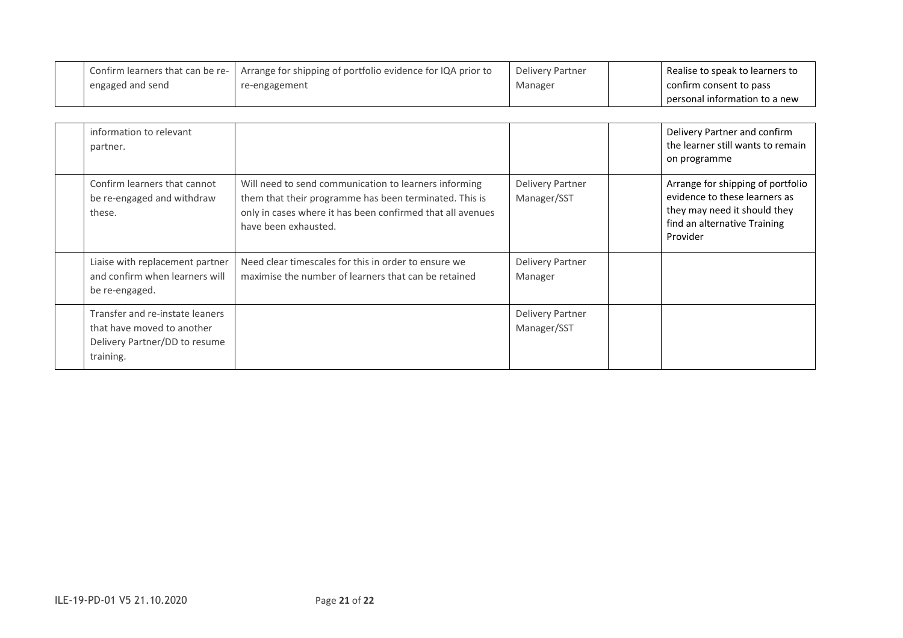|  | Confirm learners that can be re-engaged and send information to relevant partner. | Arrange for shipping of portfolio evidence for IQA prior to re-engagement | Delivery Partner Manager |  | Realise to speak to learners to confirm consent to pass personal information to a new Delivery Partner and confirm the learner still wants to remain on programme |
|---|---|---|---|---|---|
|  | Confirm learners that cannot be re-engaged and withdraw these. | Will need to send communication to learners informing them that their programme has been terminated. This is only in cases where it has been confirmed that all avenues have been exhausted. | Delivery Partner Manager/SST |  | Arrange for shipping of portfolio evidence to these learners as they may need it should they find an alternative Training Provider |
|  | Liaise with replacement partner and confirm when learners will be re-engaged. | Need clear timescales for this in order to ensure we maximise the number of learners that can be retained | Delivery Partner Manager |  |  |
|  | Transfer and re-instate leaners that have moved to another Delivery Partner/DD to resume training. |  | Delivery Partner Manager/SST |  |  |

ILE-19-PD-01 V5 21.10.2020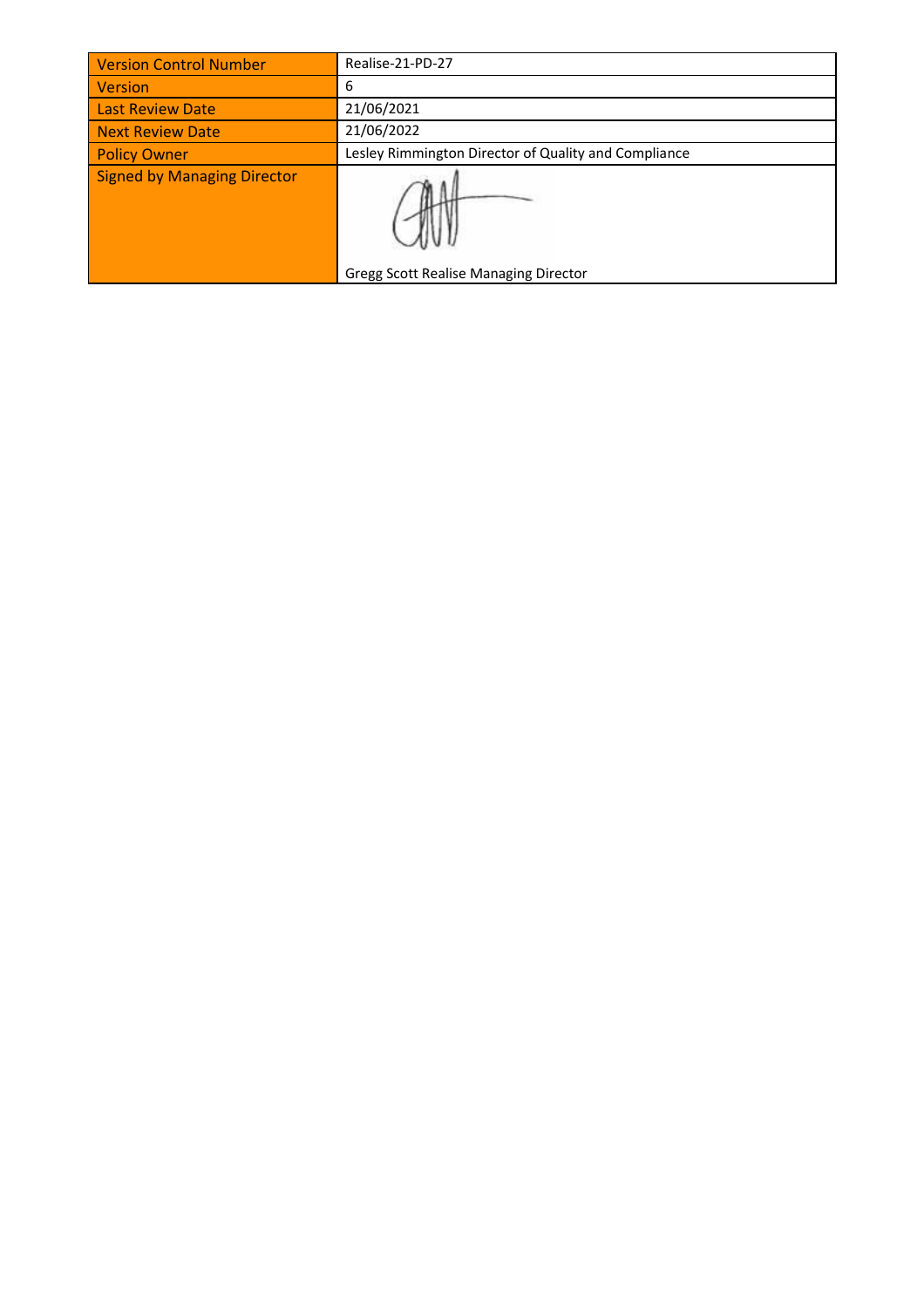| | |
|---|---|
| Version Control Number | Realise-21-PD-27 |
| Version | 6 |
| Last Review Date | 21/06/2021 |
| Next Review Date | 21/06/2022 |
| Policy Owner | Lesley Rimmington Director of Quality and Compliance |
| Signed by Managing Director | Gregg Scott Realise Managing Director |